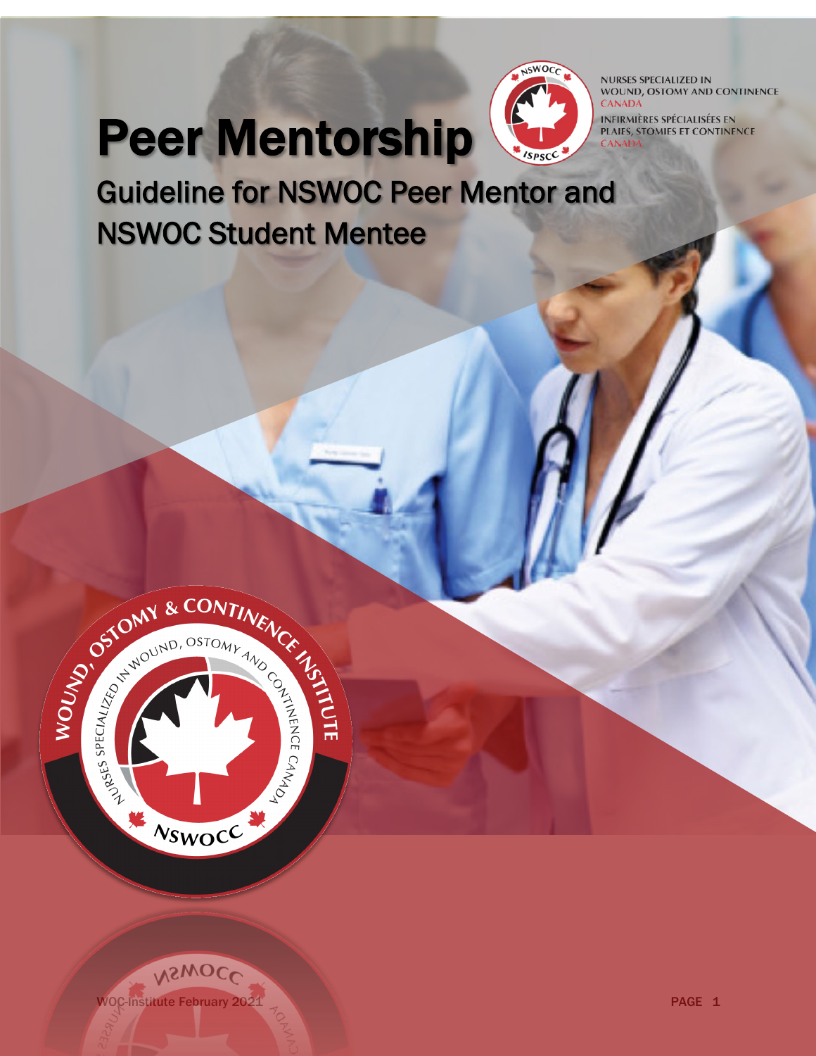NURSES SPECIALIZED IN WOUND, OSTOMY AND CONTINENCE CANADA

INFIRMIÈRES SPÉCIALISÉES EN PLAIES, STOMIES ET CONTINENCE CANADA

# Peer Mentorship

## Guideline for NSWOC Peer Mentor and NSWOC Student Mentee

WOUND, OSTOMY & CONTINENCE INSTITUTE

NURSES SPECIALIZED IN WOUND, OSTOMY AND CONTINENCE CANADA

NSWOCC

WOC-Institute February 2021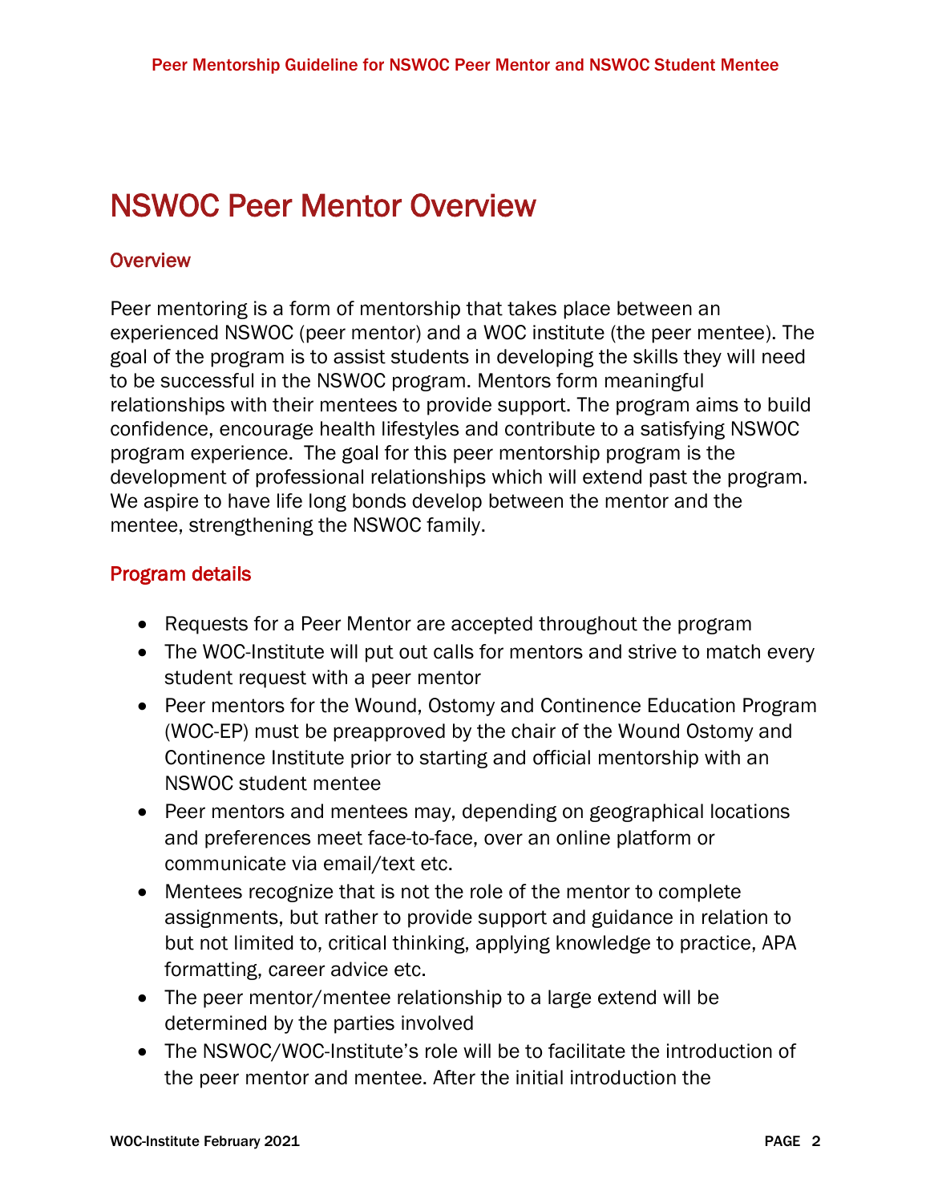# NSWOC Peer Mentor Overview

## Overview

Peer mentoring is a form of mentorship that takes place between an experienced NSWOC (peer mentor) and a WOC institute (the peer mentee). The goal of the program is to assist students in developing the skills they will need to be successful in the NSWOC program. Mentors form meaningful relationships with their mentees to provide support. The program aims to build confidence, encourage health lifestyles and contribute to a satisfying NSWOC program experience. The goal for this peer mentorship program is the development of professional relationships which will extend past the program. We aspire to have life long bonds develop between the mentor and the mentee, strengthening the NSWOC family.

## Program details

- Requests for a Peer Mentor are accepted throughout the program
- The WOC-Institute will put out calls for mentors and strive to match every student request with a peer mentor
- Peer mentors for the Wound, Ostomy and Continence Education Program (WOC-EP) must be preapproved by the chair of the Wound Ostomy and Continence Institute prior to starting and official mentorship with an NSWOC student mentee
- Peer mentors and mentees may, depending on geographical locations and preferences meet face-to-face, over an online platform or communicate via email/text etc.
- Mentees recognize that is not the role of the mentor to complete assignments, but rather to provide support and guidance in relation to but not limited to, critical thinking, applying knowledge to practice, APA formatting, career advice etc.
- The peer mentor/mentee relationship to a large extend will be determined by the parties involved
- The NSWOC/WOC-Institute's role will be to facilitate the introduction of the peer mentor and mentee. After the initial introduction the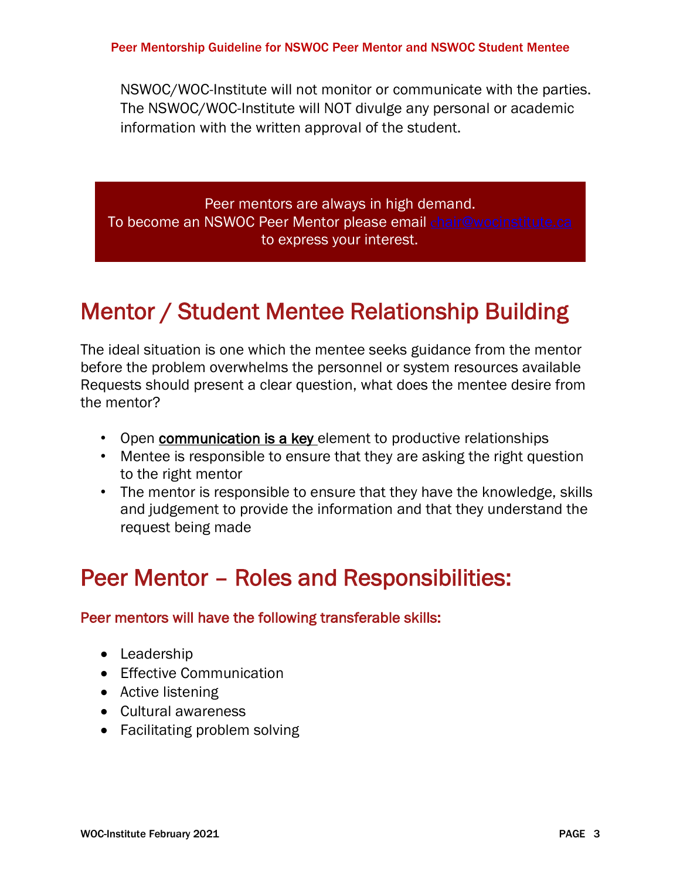NSWOC/WOC-Institute will not monitor or communicate with the parties. The NSWOC/WOC-Institute will NOT divulge any personal or academic information with the written approval of the student.

Peer mentors are always in high demand.
To become an NSWOC Peer Mentor please email chair@wocinstitute.ca to express your interest.

# Mentor / Student Mentee Relationship Building

The ideal situation is one which the mentee seeks guidance from the mentor before the problem overwhelms the personnel or system resources available Requests should present a clear question, what does the mentee desire from the mentor?

- Open communication is a key element to productive relationships
- Mentee is responsible to ensure that they are asking the right question to the right mentor
- The mentor is responsible to ensure that they have the knowledge, skills and judgement to provide the information and that they understand the request being made

# Peer Mentor – Roles and Responsibilities:

### Peer mentors will have the following transferable skills:

- Leadership
- Effective Communication
- Active listening
- Cultural awareness
- Facilitating problem solving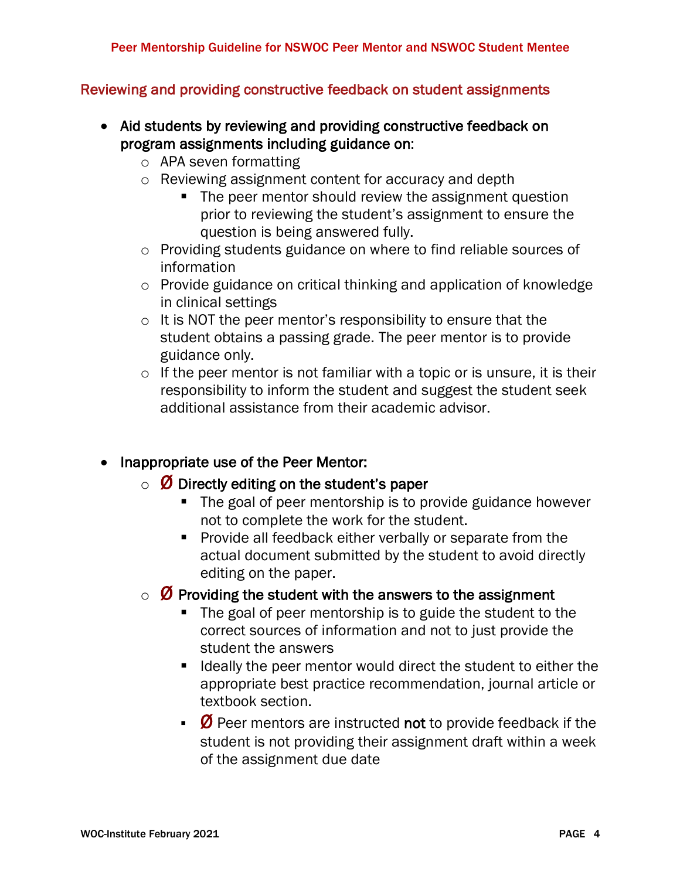## Reviewing and providing constructive feedback on student assignments

- **Aid students by reviewing and providing constructive feedback on program assignments including guidance on:**
  - APA seven formatting
  - Reviewing assignment content for accuracy and depth
    - The peer mentor should review the assignment question prior to reviewing the student's assignment to ensure the question is being answered fully.
  - Providing students guidance on where to find reliable sources of information
  - Provide guidance on critical thinking and application of knowledge in clinical settings
  - It is NOT the peer mentor's responsibility to ensure that the student obtains a passing grade. The peer mentor is to provide guidance only.
  - If the peer mentor is not familiar with a topic or is unsure, it is their responsibility to inform the student and suggest the student seek additional assistance from their academic advisor.

- **Inappropriate use of the Peer Mentor:**
  - Ø **Directly editing on the student's paper**
    - The goal of peer mentorship is to provide guidance however not to complete the work for the student.
    - Provide all feedback either verbally or separate from the actual document submitted by the student to avoid directly editing on the paper.
  - Ø **Providing the student with the answers to the assignment**
    - The goal of peer mentorship is to guide the student to the correct sources of information and not to just provide the student the answers
    - Ideally the peer mentor would direct the student to either the appropriate best practice recommendation, journal article or textbook section.
    - Ø Peer mentors are instructed **not** to provide feedback if the student is not providing their assignment draft within a week of the assignment due date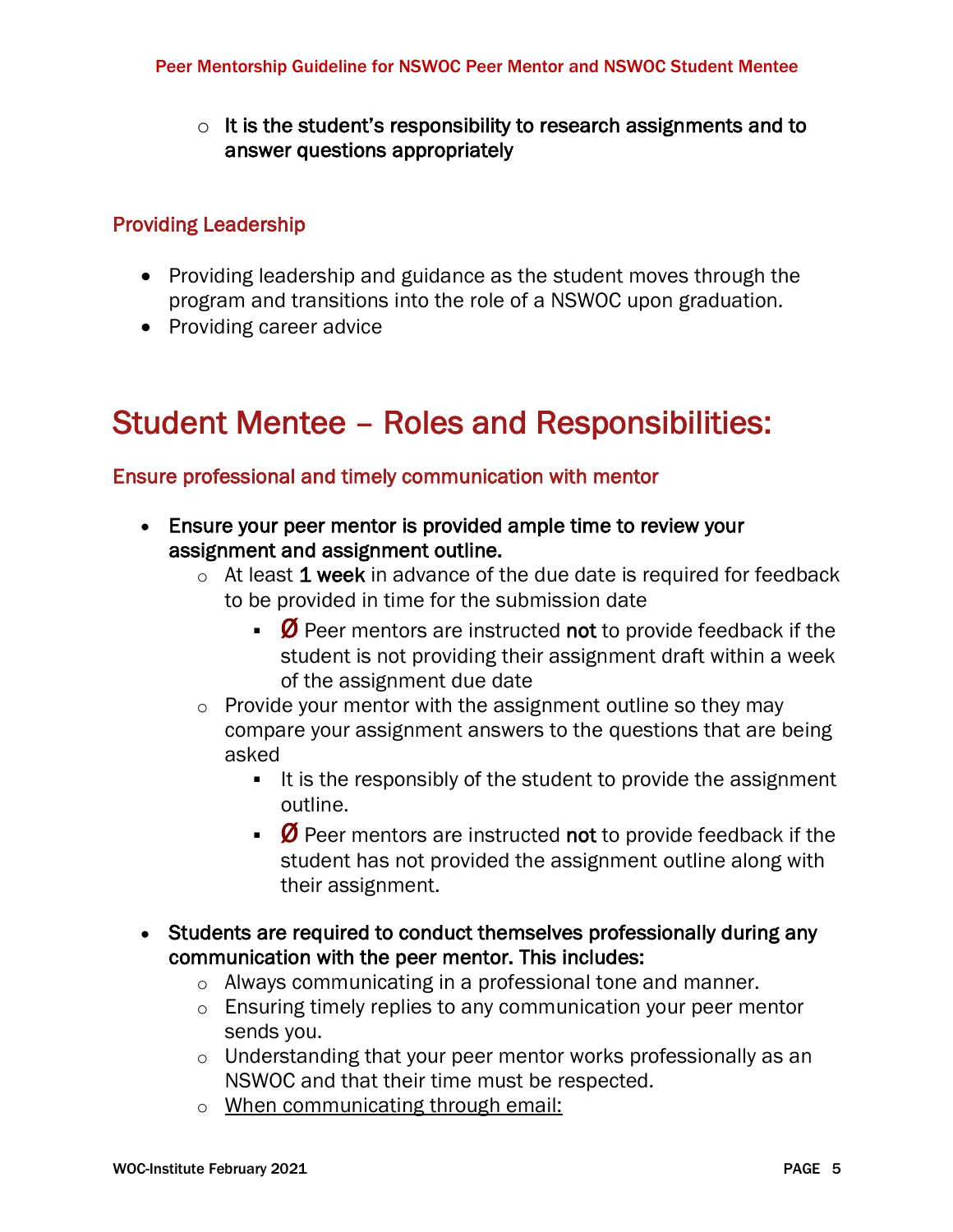- It is the student's responsibility to research assignments and to answer questions appropriately

### Providing Leadership

- Providing leadership and guidance as the student moves through the program and transitions into the role of a NSWOC upon graduation.
- Providing career advice

## Student Mentee – Roles and Responsibilities:

### Ensure professional and timely communication with mentor

- **Ensure your peer mentor is provided ample time to review your assignment and assignment outline.**
  - At least **1 week** in advance of the due date is required for feedback to be provided in time for the submission date
    - Ø Peer mentors are instructed **not** to provide feedback if the student is not providing their assignment draft within a week of the assignment due date
  - Provide your mentor with the assignment outline so they may compare your assignment answers to the questions that are being asked
    - It is the responsibly of the student to provide the assignment outline.
    - Ø Peer mentors are instructed **not** to provide feedback if the student has not provided the assignment outline along with their assignment.

- **Students are required to conduct themselves professionally during any communication with the peer mentor. This includes:**
  - Always communicating in a professional tone and manner.
  - Ensuring timely replies to any communication your peer mentor sends you.
  - Understanding that your peer mentor works professionally as an NSWOC and that their time must be respected.
  - <u>When communicating through email:</u>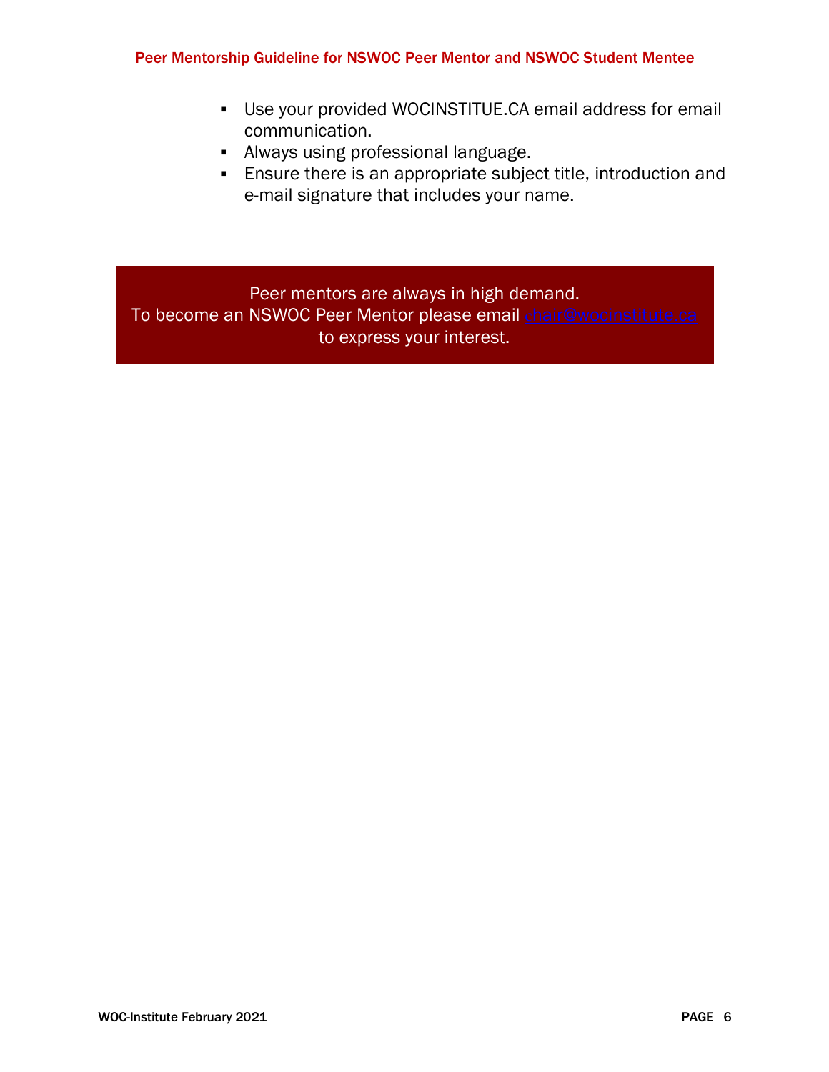- Use your provided WOCINSTITUE.CA email address for email communication.
- Always using professional language.
- Ensure there is an appropriate subject title, introduction and e-mail signature that includes your name.

Peer mentors are always in high demand.
To become an NSWOC Peer Mentor please email chair@wocinstitute.ca to express your interest.